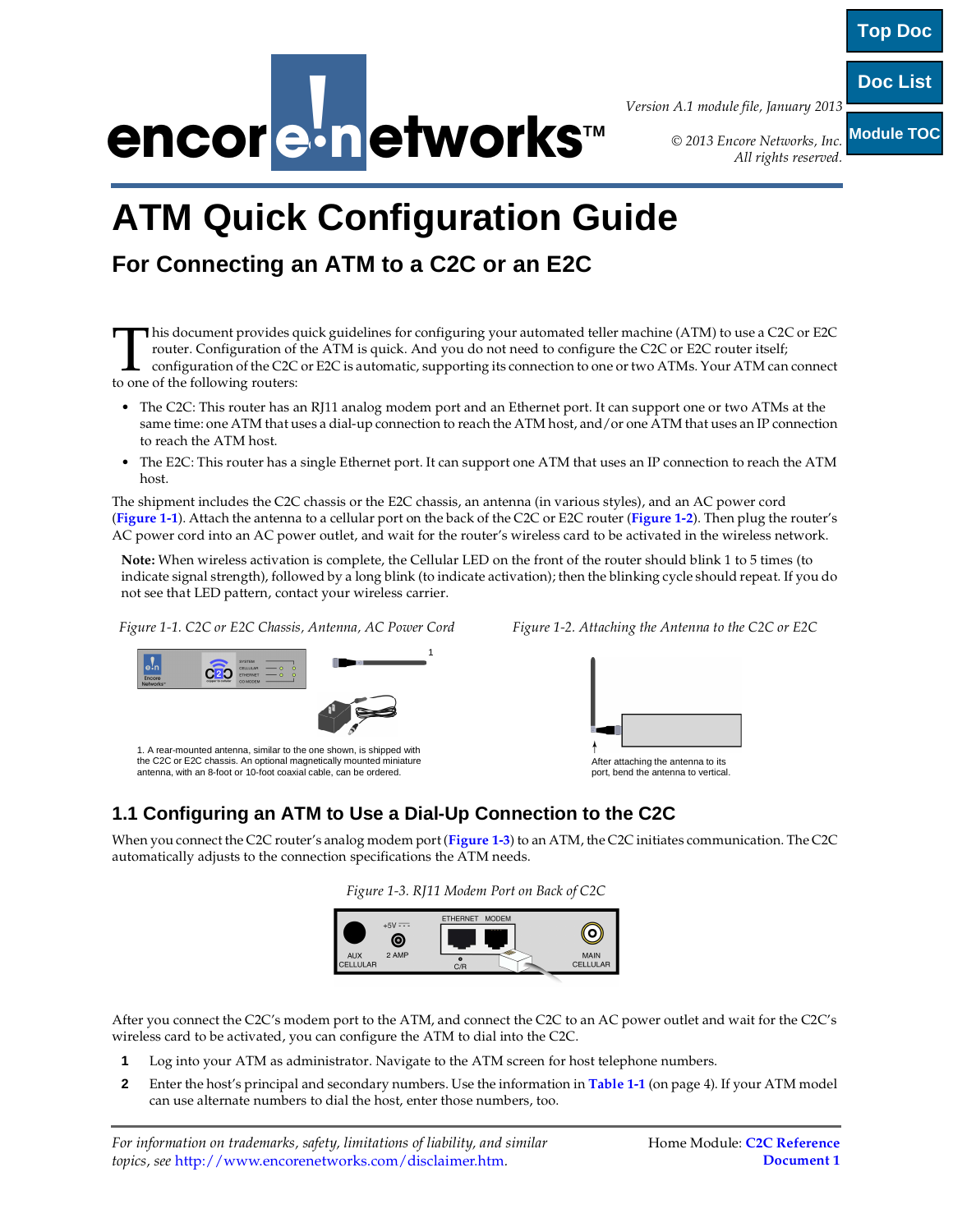Version A.1 module file, January 2013

© 2013 Encore Networks, Inc.
All rights reserved.

# ATM Quick Configuration Guide

## For Connecting an ATM to a C2C or an E2C

This document provides quick guidelines for configuring your automated teller machine (ATM) to use a C2C or E2C router. Configuration of the ATM is quick. And you do not need to configure the C2C or E2C router itself; configuration of the C2C or E2C is automatic, supporting its connection to one or two ATMs. Your ATM can connect to one of the following routers:

- The C2C: This router has an RJ11 analog modem port and an Ethernet port. It can support one or two ATMs at the same time: one ATM that uses a dial-up connection to reach the ATM host, and/or one ATM that uses an IP connection to reach the ATM host.
- The E2C: This router has a single Ethernet port. It can support one ATM that uses an IP connection to reach the ATM host.

The shipment includes the C2C chassis or the E2C chassis, an antenna (in various styles), and an AC power cord (**Figure 1-1**). Attach the antenna to a cellular port on the back of the C2C or E2C router (**Figure 1-2**). Then plug the router's AC power cord into an AC power outlet, and wait for the router's wireless card to be activated in the wireless network.

> **Note:** When wireless activation is complete, the Cellular LED on the front of the router should blink 1 to 5 times (to indicate signal strength), followed by a long blink (to indicate activation); then the blinking cycle should repeat. If you do not see that LED pattern, contact your wireless carrier.

*Figure 1-1. C2C or E2C Chassis, Antenna, AC Power Cord*

1. A rear-mounted antenna, similar to the one shown, is shipped with the C2C or E2C chassis. An optional magnetically mounted miniature antenna, with an 8-foot or 10-foot coaxial cable, can be ordered.

*Figure 1-2. Attaching the Antenna to the C2C or E2C*

After attaching the antenna to its port, bend the antenna to vertical.

### 1.1 Configuring an ATM to Use a Dial-Up Connection to the C2C

When you connect the C2C router's analog modem port (**Figure 1-3**) to an ATM, the C2C initiates communication. The C2C automatically adjusts to the connection specifications the ATM needs.

*Figure 1-3. RJ11 Modem Port on Back of C2C*

After you connect the C2C's modem port to the ATM, and connect the C2C to an AC power outlet and wait for the C2C's wireless card to be activated, you can configure the ATM to dial into the C2C.

1. Log into your ATM as administrator. Navigate to the ATM screen for host telephone numbers.
2. Enter the host's principal and secondary numbers. Use the information in **Table 1-1** (on page 4). If your ATM model can use alternate numbers to dial the host, enter those numbers, too.

*For information on trademarks, safety, limitations of liability, and similar topics, see* http://www.encorenetworks.com/disclaimer.htm.

Home Module: **C2C Reference Document 1**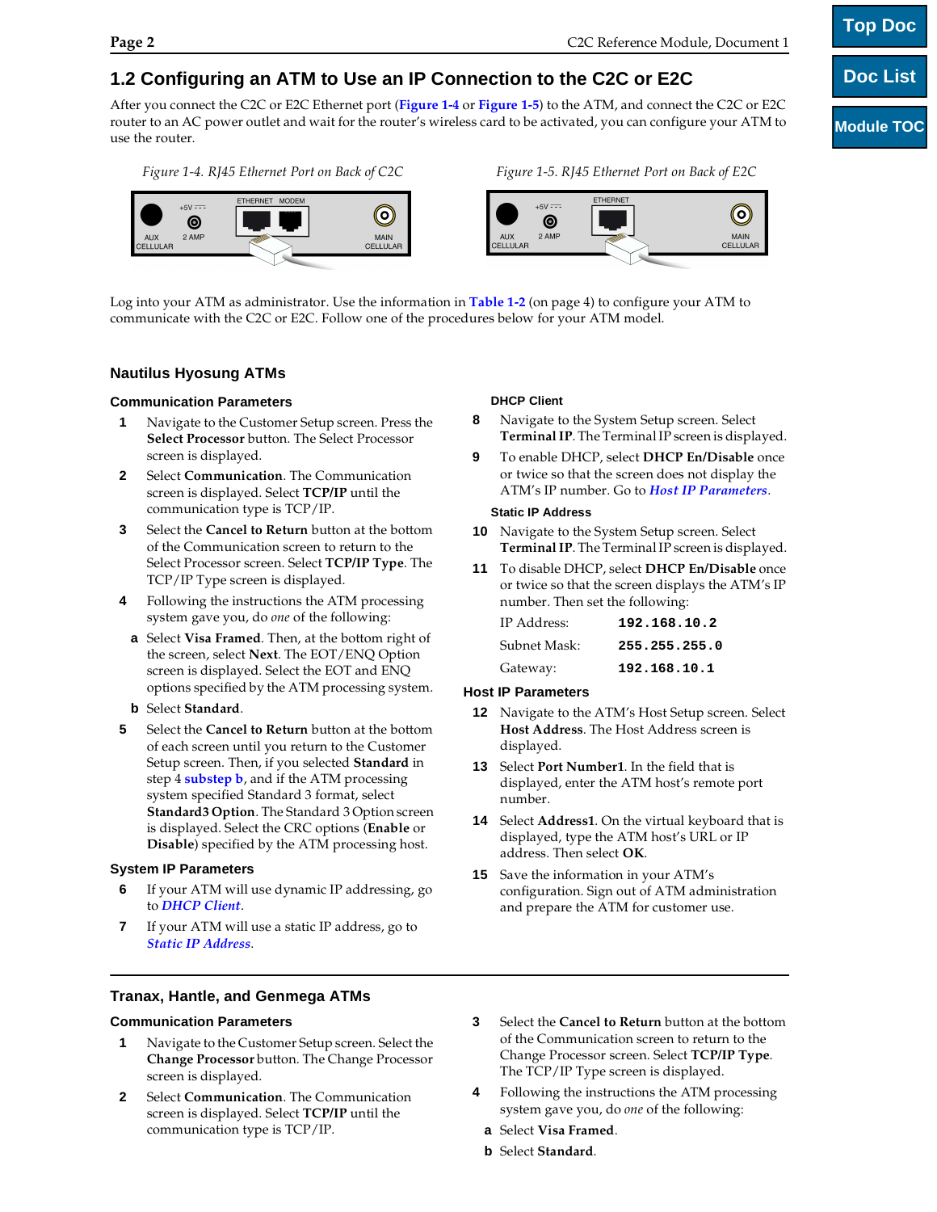## 1.2 Configuring an ATM to Use an IP Connection to the C2C or E2C

After you connect the C2C or E2C Ethernet port (Figure 1-4 or Figure 1-5) to the ATM, and connect the C2C or E2C router to an AC power outlet and wait for the router's wireless card to be activated, you can configure your ATM to use the router.

*Figure 1-4. RJ45 Ethernet Port on Back of C2C*

*Figure 1-5. RJ45 Ethernet Port on Back of E2C*

Log into your ATM as administrator. Use the information in Table 1-2 (on page 4) to configure your ATM to communicate with the C2C or E2C. Follow one of the procedures below for your ATM model.

### Nautilus Hyosung ATMs

#### Communication Parameters

**1** Navigate to the Customer Setup screen. Press the **Select Processor** button. The Select Processor screen is displayed.

**2** Select **Communication**. The Communication screen is displayed. Select **TCP/IP** until the communication type is TCP/IP.

**3** Select the **Cancel to Return** button at the bottom of the Communication screen to return to the Select Processor screen. Select **TCP/IP Type**. The TCP/IP Type screen is displayed.

**4** Following the instructions the ATM processing system gave you, do *one* of the following:

- **a** Select **Visa Framed**. Then, at the bottom right of the screen, select **Next**. The EOT/ENQ Option screen is displayed. Select the EOT and ENQ options specified by the ATM processing system.
- **b** Select **Standard**.

**5** Select the **Cancel to Return** button at the bottom of each screen until you return to the Customer Setup screen. Then, if you selected **Standard** in step 4 substep b, and if the ATM processing system specified Standard 3 format, select **Standard3 Option**. The Standard 3 Option screen is displayed. Select the CRC options (**Enable** or **Disable**) specified by the ATM processing host.

#### System IP Parameters

**6** If your ATM will use dynamic IP addressing, go to *DHCP Client*.

**7** If your ATM will use a static IP address, go to *Static IP Address*.

##### DHCP Client

**8** Navigate to the System Setup screen. Select **Terminal IP**. The Terminal IP screen is displayed.

**9** To enable DHCP, select **DHCP En/Disable** once or twice so that the screen does not display the ATM's IP number. Go to *Host IP Parameters*.

##### Static IP Address

**10** Navigate to the System Setup screen. Select **Terminal IP**. The Terminal IP screen is displayed.

**11** To disable DHCP, select **DHCP En/Disable** once or twice so that the screen displays the ATM's IP number. Then set the following:

| | |
|---|---|
| IP Address: | `192.168.10.2` |
| Subnet Mask: | `255.255.255.0` |
| Gateway: | `192.168.10.1` |

#### Host IP Parameters

**12** Navigate to the ATM's Host Setup screen. Select **Host Address**. The Host Address screen is displayed.

**13** Select **Port Number1**. In the field that is displayed, enter the ATM host's remote port number.

**14** Select **Address1**. On the virtual keyboard that is displayed, type the ATM host's URL or IP address. Then select **OK**.

**15** Save the information in your ATM's configuration. Sign out of ATM administration and prepare the ATM for customer use.

### Tranax, Hantle, and Genmega ATMs

#### Communication Parameters

**1** Navigate to the Customer Setup screen. Select the **Change Processor** button. The Change Processor screen is displayed.

**2** Select **Communication**. The Communication screen is displayed. Select **TCP/IP** until the communication type is TCP/IP.

**3** Select the **Cancel to Return** button at the bottom of the Communication screen to return to the Change Processor screen. Select **TCP/IP Type**. The TCP/IP Type screen is displayed.

**4** Following the instructions the ATM processing system gave you, do *one* of the following:

- **a** Select **Visa Framed**.
- **b** Select **Standard**.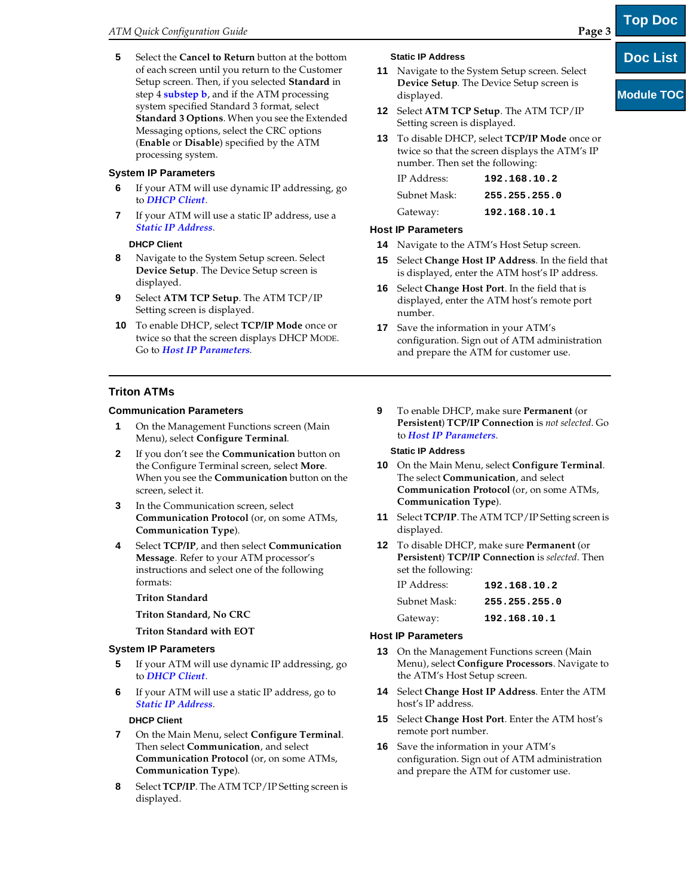5. Select the **Cancel to Return** button at the bottom of each screen until you return to the Customer Setup screen. Then, if you selected **Standard** in step 4 *substep b*, and if the ATM processing system specified Standard 3 format, select **Standard 3 Options**. When you see the Extended Messaging options, select the CRC options (**Enable** or **Disable**) specified by the ATM processing system.

### System IP Parameters

6. If your ATM will use dynamic IP addressing, go to *DHCP Client*.
7. If your ATM will use a static IP address, use a *Static IP Address*.

#### DHCP Client

8. Navigate to the System Setup screen. Select **Device Setup**. The Device Setup screen is displayed.
9. Select **ATM TCP Setup**. The ATM TCP/IP Setting screen is displayed.
10. To enable DHCP, select **TCP/IP Mode** once or twice so that the screen displays DHCP MODE. Go to *Host IP Parameters*.

#### Static IP Address

11. Navigate to the System Setup screen. Select **Device Setup**. The Device Setup screen is displayed.
12. Select **ATM TCP Setup**. The ATM TCP/IP Setting screen is displayed.
13. To disable DHCP, select **TCP/IP Mode** once or twice so that the screen displays the ATM's IP number. Then set the following:

| | |
|---|---|
| IP Address: | `192.168.10.2` |
| Subnet Mask: | `255.255.255.0` |
| Gateway: | `192.168.10.1` |

### Host IP Parameters

14. Navigate to the ATM's Host Setup screen.
15. Select **Change Host IP Address**. In the field that is displayed, enter the ATM host's IP address.
16. Select **Change Host Port**. In the field that is displayed, enter the ATM host's remote port number.
17. Save the information in your ATM's configuration. Sign out of ATM administration and prepare the ATM for customer use.

---

## Triton ATMs

### Communication Parameters

1. On the Management Functions screen (Main Menu), select **Configure Terminal**.
2. If you don't see the **Communication** button on the Configure Terminal screen, select **More**. When you see the **Communication** button on the screen, select it.
3. In the Communication screen, select **Communication Protocol** (or, on some ATMs, **Communication Type**).
4. Select **TCP/IP**, and then select **Communication Message**. Refer to your ATM processor's instructions and select one of the following formats:

   **Triton Standard**

   **Triton Standard, No CRC**

   **Triton Standard with EOT**

### System IP Parameters

5. If your ATM will use dynamic IP addressing, go to *DHCP Client*.
6. If your ATM will use a static IP address, go to *Static IP Address*.

#### DHCP Client

7. On the Main Menu, select **Configure Terminal**. Then select **Communication**, and select **Communication Protocol** (or, on some ATMs, **Communication Type**).
8. Select **TCP/IP**. The ATM TCP/IP Setting screen is displayed.
9. To enable DHCP, make sure **Permanent** (or **Persistent**) **TCP/IP Connection** is *not selected*. Go to *Host IP Parameters*.

#### Static IP Address

10. On the Main Menu, select **Configure Terminal**. The select **Communication**, and select **Communication Protocol** (or, on some ATMs, **Communication Type**).
11. Select **TCP/IP**. The ATM TCP/IP Setting screen is displayed.
12. To disable DHCP, make sure **Permanent** (or **Persistent**) **TCP/IP Connection** is *selected*. Then set the following:

| | |
|---|---|
| IP Address: | `192.168.10.2` |
| Subnet Mask: | `255.255.255.0` |
| Gateway: | `192.168.10.1` |

### Host IP Parameters

13. On the Management Functions screen (Main Menu), select **Configure Processors**. Navigate to the ATM's Host Setup screen.
14. Select **Change Host IP Address**. Enter the ATM host's IP address.
15. Select **Change Host Port**. Enter the ATM host's remote port number.
16. Save the information in your ATM's configuration. Sign out of ATM administration and prepare the ATM for customer use.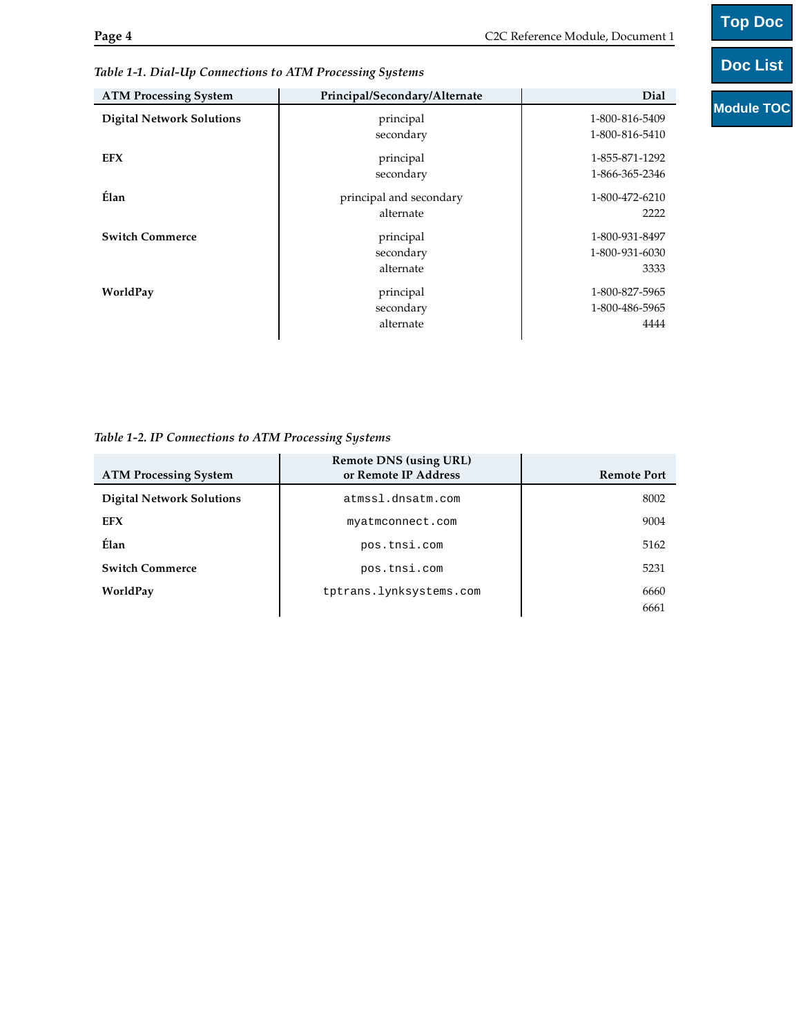*Table 1-1. Dial-Up Connections to ATM Processing Systems*

| ATM Processing System | Principal/Secondary/Alternate | Dial |
|---|---|---|
| **Digital Network Solutions** | principal | 1-800-816-5409 |
| | secondary | 1-800-816-5410 |
| **EFX** | principal | 1-855-871-1292 |
| | secondary | 1-866-365-2346 |
| **Élan** | principal and secondary | 1-800-472-6210 |
| | alternate | 2222 |
| **Switch Commerce** | principal | 1-800-931-8497 |
| | secondary | 1-800-931-6030 |
| | alternate | 3333 |
| **WorldPay** | principal | 1-800-827-5965 |
| | secondary | 1-800-486-5965 |
| | alternate | 4444 |

*Table 1-2. IP Connections to ATM Processing Systems*

| ATM Processing System | Remote DNS (using URL) or Remote IP Address | Remote Port |
|---|---|---|
| **Digital Network Solutions** | `atmssl.dnsatm.com` | 8002 |
| **EFX** | `myatmconnect.com` | 9004 |
| **Élan** | `pos.tnsi.com` | 5162 |
| **Switch Commerce** | `pos.tnsi.com` | 5231 |
| **WorldPay** | `tptrans.lynksystems.com` | 6660 |
| | | 6661 |